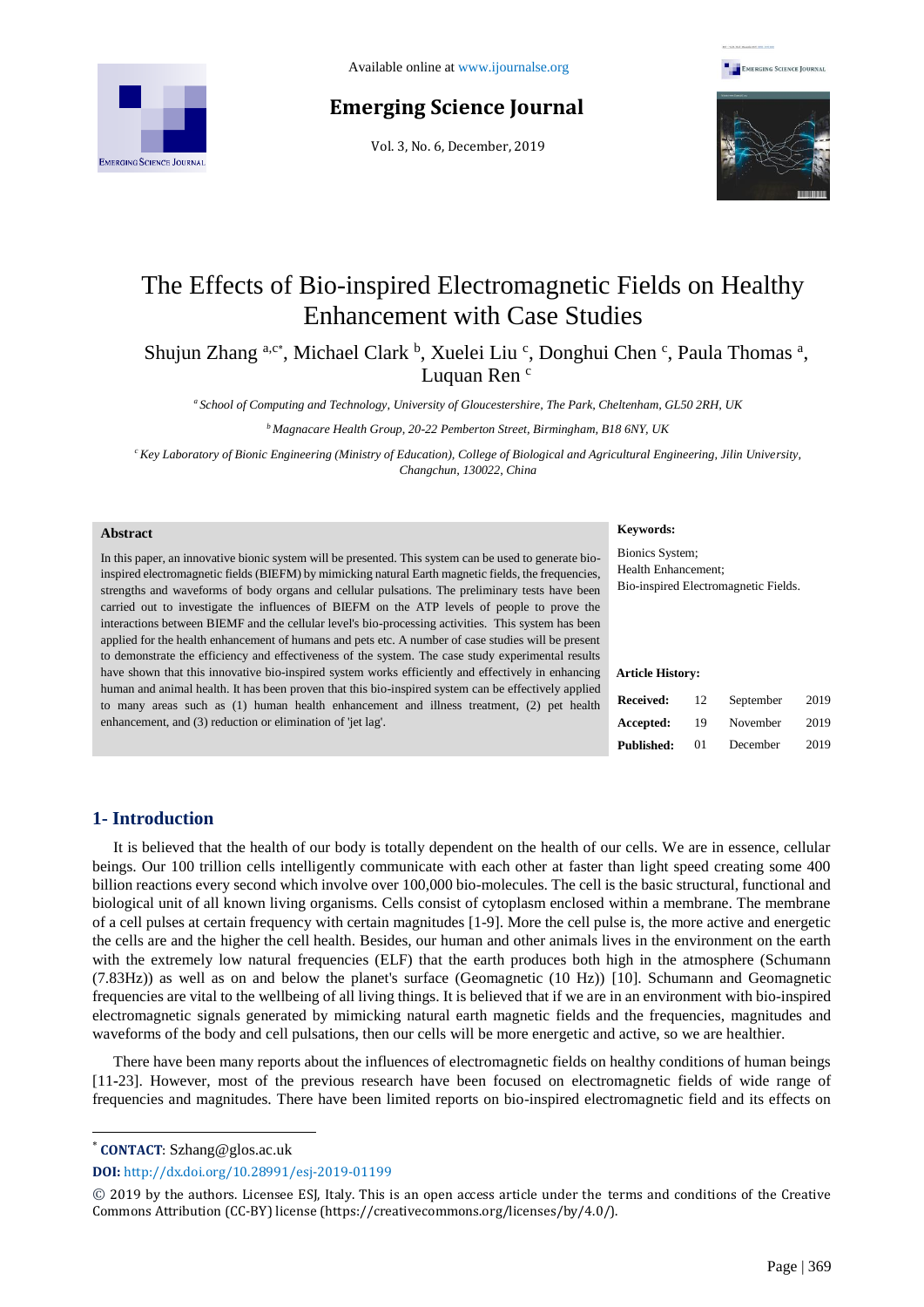# The Effects of Bio-inspired Electromagnetic Fields on Healthy Enhancement with Case Studies

Shujun Zhang [a,c*], Michael Clark [b], Xuelei Liu [c], Donghui Chen [c], Paula Thomas [a], Luquan Ren [c]

[a] *School of Computing and Technology, University of Gloucestershire, The Park, Cheltenham, GL50 2RH, UK*

[b] *Magnacare Health Group, 20-22 Pemberton Street, Birmingham, B18 6NY, UK*

[c] *Key Laboratory of Bionic Engineering (Ministry of Education), College of Biological and Agricultural Engineering, Jilin University, Changchun, 130022, China*

## Abstract

In this paper, an innovative bionic system will be presented. This system can be used to generate bio-inspired electromagnetic fields (BIEFM) by mimicking natural Earth magnetic fields, the frequencies, strengths and waveforms of body organs and cellular pulsations. The preliminary tests have been carried out to investigate the influences of BIEFM on the ATP levels of people to prove the interactions between BIEMF and the cellular level's bio-processing activities. This system has been applied for the health enhancement of humans and pets etc. A number of case studies will be present to demonstrate the efficiency and effectiveness of the system. The case study experimental results have shown that this innovative bio-inspired system works efficiently and effectively in enhancing human and animal health. It has been proven that this bio-inspired system can be effectively applied to many areas such as (1) human health enhancement and illness treatment, (2) pet health enhancement, and (3) reduction or elimination of 'jet lag'.

**Keywords:**

Bionics System;
Health Enhancement;
Bio-inspired Electromagnetic Fields.

**Article History:**

| | | | |
|---|---|---|---|
| **Received:** | 12 | September | 2019 |
| **Accepted:** | 19 | November | 2019 |
| **Published:** | 01 | December | 2019 |

## 1- Introduction

It is believed that the health of our body is totally dependent on the health of our cells. We are in essence, cellular beings. Our 100 trillion cells intelligently communicate with each other at faster than light speed creating some 400 billion reactions every second which involve over 100,000 bio-molecules. The cell is the basic structural, functional and biological unit of all known living organisms. Cells consist of cytoplasm enclosed within a membrane. The membrane of a cell pulses at certain frequency with certain magnitudes [1-9]. More the cell pulse is, the more active and energetic the cells are and the higher the cell health. Besides, our human and other animals lives in the environment on the earth with the extremely low natural frequencies (ELF) that the earth produces both high in the atmosphere (Schumann (7.83Hz)) as well as on and below the planet's surface (Geomagnetic (10 Hz)) [10]. Schumann and Geomagnetic frequencies are vital to the wellbeing of all living things. It is believed that if we are in an environment with bio-inspired electromagnetic signals generated by mimicking natural earth magnetic fields and the frequencies, magnitudes and waveforms of the body and cell pulsations, then our cells will be more energetic and active, so we are healthier.

There have been many reports about the influences of electromagnetic fields on healthy conditions of human beings [11-23]. However, most of the previous research have been focused on electromagnetic fields of wide range of frequencies and magnitudes. There have been limited reports on bio-inspired electromagnetic field and its effects on

---

[*] **CONTACT**: Szhang@glos.ac.uk

**DOI:** http://dx.doi.org/10.28991/esj-2019-01199

© 2019 by the authors. Licensee ESJ, Italy. This is an open access article under the terms and conditions of the Creative Commons Attribution (CC-BY) license (https://creativecommons.org/licenses/by/4.0/).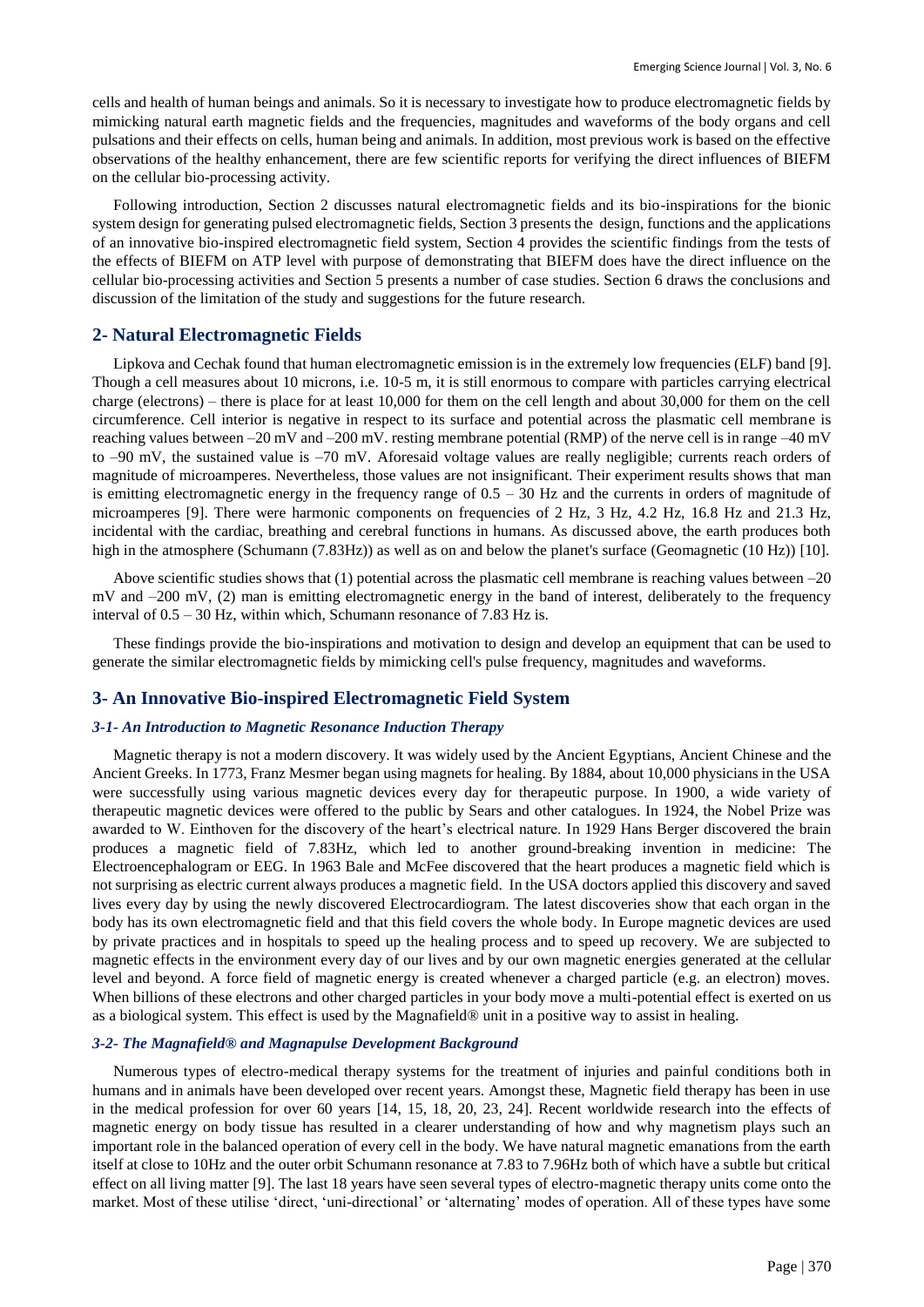cells and health of human beings and animals. So it is necessary to investigate how to produce electromagnetic fields by mimicking natural earth magnetic fields and the frequencies, magnitudes and waveforms of the body organs and cell pulsations and their effects on cells, human being and animals. In addition, most previous work is based on the effective observations of the healthy enhancement, there are few scientific reports for verifying the direct influences of BIEFM on the cellular bio-processing activity.

Following introduction, Section 2 discusses natural electromagnetic fields and its bio-inspirations for the bionic system design for generating pulsed electromagnetic fields, Section 3 presents the design, functions and the applications of an innovative bio-inspired electromagnetic field system, Section 4 provides the scientific findings from the tests of the effects of BIEFM on ATP level with purpose of demonstrating that BIEFM does have the direct influence on the cellular bio-processing activities and Section 5 presents a number of case studies. Section 6 draws the conclusions and discussion of the limitation of the study and suggestions for the future research.

## 2- Natural Electromagnetic Fields

Lipkova and Cechak found that human electromagnetic emission is in the extremely low frequencies (ELF) band [9]. Though a cell measures about 10 microns, i.e. 10-5 m, it is still enormous to compare with particles carrying electrical charge (electrons) – there is place for at least 10,000 for them on the cell length and about 30,000 for them on the cell circumference. Cell interior is negative in respect to its surface and potential across the plasmatic cell membrane is reaching values between –20 mV and –200 mV. resting membrane potential (RMP) of the nerve cell is in range –40 mV to –90 mV, the sustained value is –70 mV. Aforesaid voltage values are really negligible; currents reach orders of magnitude of microamperes. Nevertheless, those values are not insignificant. Their experiment results shows that man is emitting electromagnetic energy in the frequency range of 0.5 – 30 Hz and the currents in orders of magnitude of microamperes [9]. There were harmonic components on frequencies of 2 Hz, 3 Hz, 4.2 Hz, 16.8 Hz and 21.3 Hz, incidental with the cardiac, breathing and cerebral functions in humans. As discussed above, the earth produces both high in the atmosphere (Schumann (7.83Hz)) as well as on and below the planet's surface (Geomagnetic (10 Hz)) [10].

Above scientific studies shows that (1) potential across the plasmatic cell membrane is reaching values between –20 mV and –200 mV, (2) man is emitting electromagnetic energy in the band of interest, deliberately to the frequency interval of 0.5 – 30 Hz, within which, Schumann resonance of 7.83 Hz is.

These findings provide the bio-inspirations and motivation to design and develop an equipment that can be used to generate the similar electromagnetic fields by mimicking cell's pulse frequency, magnitudes and waveforms.

## 3- An Innovative Bio-inspired Electromagnetic Field System

### *3-1- An Introduction to Magnetic Resonance Induction Therapy*

Magnetic therapy is not a modern discovery. It was widely used by the Ancient Egyptians, Ancient Chinese and the Ancient Greeks. In 1773, Franz Mesmer began using magnets for healing. By 1884, about 10,000 physicians in the USA were successfully using various magnetic devices every day for therapeutic purpose. In 1900, a wide variety of therapeutic magnetic devices were offered to the public by Sears and other catalogues. In 1924, the Nobel Prize was awarded to W. Einthoven for the discovery of the heart's electrical nature. In 1929 Hans Berger discovered the brain produces a magnetic field of 7.83Hz, which led to another ground-breaking invention in medicine: The Electroencephalogram or EEG. In 1963 Bale and McFee discovered that the heart produces a magnetic field which is not surprising as electric current always produces a magnetic field. In the USA doctors applied this discovery and saved lives every day by using the newly discovered Electrocardiogram. The latest discoveries show that each organ in the body has its own electromagnetic field and that this field covers the whole body. In Europe magnetic devices are used by private practices and in hospitals to speed up the healing process and to speed up recovery. We are subjected to magnetic effects in the environment every day of our lives and by our own magnetic energies generated at the cellular level and beyond. A force field of magnetic energy is created whenever a charged particle (e.g. an electron) moves. When billions of these electrons and other charged particles in your body move a multi-potential effect is exerted on us as a biological system. This effect is used by the Magnafield® unit in a positive way to assist in healing.

### *3-2- The Magnafield® and Magnapulse Development Background*

Numerous types of electro-medical therapy systems for the treatment of injuries and painful conditions both in humans and in animals have been developed over recent years. Amongst these, Magnetic field therapy has been in use in the medical profession for over 60 years [14, 15, 18, 20, 23, 24]. Recent worldwide research into the effects of magnetic energy on body tissue has resulted in a clearer understanding of how and why magnetism plays such an important role in the balanced operation of every cell in the body. We have natural magnetic emanations from the earth itself at close to 10Hz and the outer orbit Schumann resonance at 7.83 to 7.96Hz both of which have a subtle but critical effect on all living matter [9]. The last 18 years have seen several types of electro-magnetic therapy units come onto the market. Most of these utilise 'direct, 'uni-directional' or 'alternating' modes of operation. All of these types have some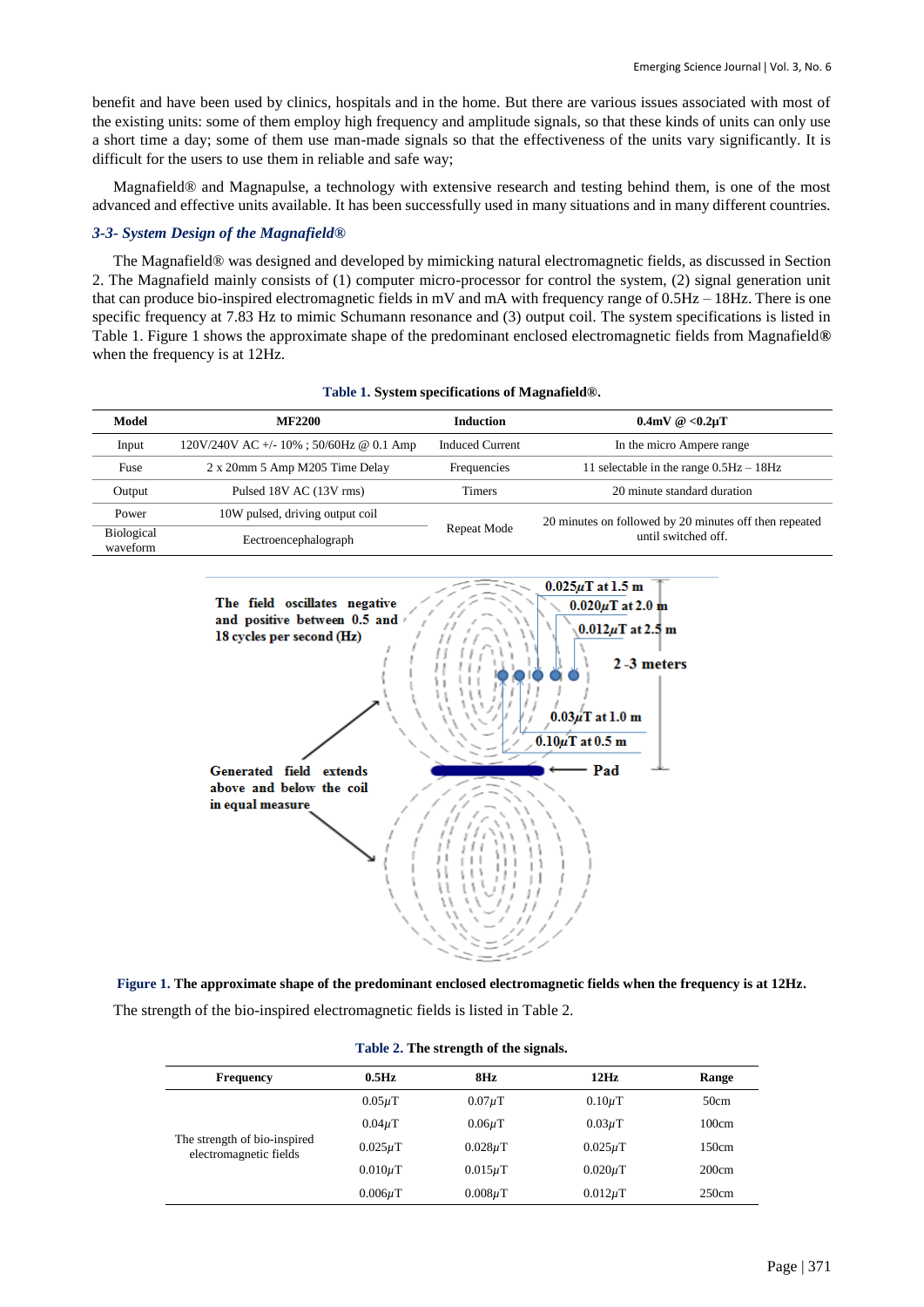benefit and have been used by clinics, hospitals and in the home. But there are various issues associated with most of the existing units: some of them employ high frequency and amplitude signals, so that these kinds of units can only use a short time a day; some of them use man-made signals so that the effectiveness of the units vary significantly. It is difficult for the users to use them in reliable and safe way;

Magnafield® and Magnapulse, a technology with extensive research and testing behind them, is one of the most advanced and effective units available. It has been successfully used in many situations and in many different countries.

### *3-3- System Design of the Magnafield®*

The Magnafield® was designed and developed by mimicking natural electromagnetic fields, as discussed in Section 2. The Magnafield mainly consists of (1) computer micro-processor for control the system, (2) signal generation unit that can produce bio-inspired electromagnetic fields in mV and mA with frequency range of 0.5Hz – 18Hz. There is one specific frequency at 7.83 Hz to mimic Schumann resonance and (3) output coil. The system specifications is listed in Table 1. Figure 1 shows the approximate shape of the predominant enclosed electromagnetic fields from Magnafield® when the frequency is at 12Hz.

**Table 1. System specifications of Magnafield®.**

| Model | MF2200 | Induction | 0.4mV @ <0.2μT |
|---|---|---|---|
| Input | 120V/240V AC +/- 10% ; 50/60Hz @ 0.1 Amp | Induced Current | In the micro Ampere range |
| Fuse | 2 x 20mm 5 Amp M205 Time Delay | Frequencies | 11 selectable in the range 0.5Hz – 18Hz |
| Output | Pulsed 18V AC (13V rms) | Timers | 20 minute standard duration |
| Power | 10W pulsed, driving output coil | Repeat Mode | 20 minutes on followed by 20 minutes off then repeated until switched off. |
| Biological waveform | Eectroencephalograph | | |

The field oscillates negative and positive between 0.5 and 18 cycles per second (Hz)

Generated field extends above and below the coil in equal measure

0.025μT at 1.5 m

0.020μT at 2.0 m

0.012μT at 2.5 m

2 -3 meters

0.03μT at 1.0 m

0.10μT at 0.5 m

Pad

**Figure 1. The approximate shape of the predominant enclosed electromagnetic fields when the frequency is at 12Hz.**

The strength of the bio-inspired electromagnetic fields is listed in Table 2.

**Table 2. The strength of the signals.**

| Frequency | 0.5Hz | 8Hz | 12Hz | Range |
|---|---|---|---|---|
| The strength of bio-inspired electromagnetic fields | 0.05μT | 0.07μT | 0.10μT | 50cm |
| | 0.04μT | 0.06μT | 0.03μT | 100cm |
| | 0.025μT | 0.028μT | 0.025μT | 150cm |
| | 0.010μT | 0.015μT | 0.020μT | 200cm |
| | 0.006μT | 0.008μT | 0.012μT | 250cm |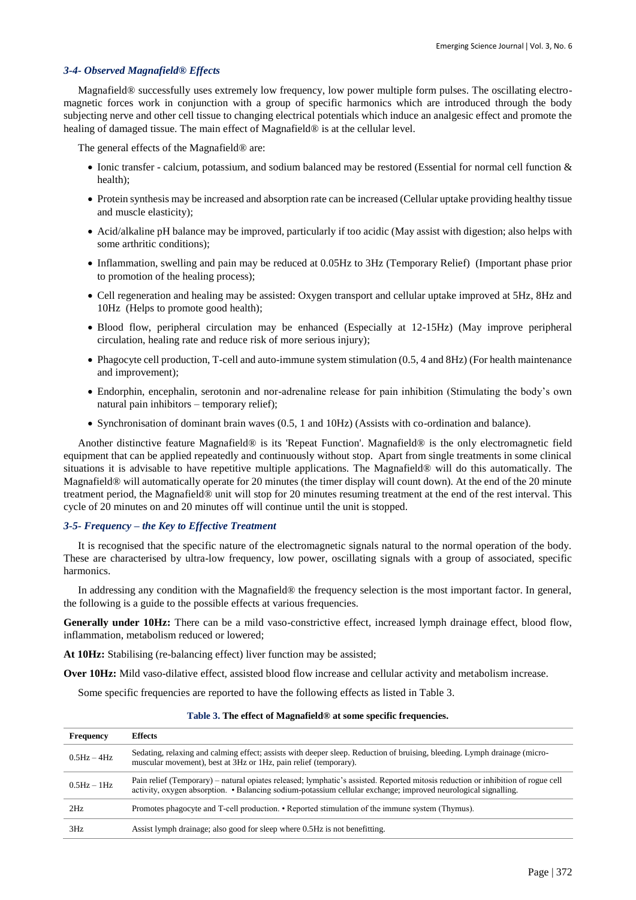### 3-4- Observed Magnafield® Effects

Magnafield® successfully uses extremely low frequency, low power multiple form pulses. The oscillating electro-magnetic forces work in conjunction with a group of specific harmonics which are introduced through the body subjecting nerve and other cell tissue to changing electrical potentials which induce an analgesic effect and promote the healing of damaged tissue. The main effect of Magnafield® is at the cellular level.

The general effects of the Magnafield® are:

- Ionic transfer - calcium, potassium, and sodium balanced may be restored (Essential for normal cell function & health);
- Protein synthesis may be increased and absorption rate can be increased (Cellular uptake providing healthy tissue and muscle elasticity);
- Acid/alkaline pH balance may be improved, particularly if too acidic (May assist with digestion; also helps with some arthritic conditions);
- Inflammation, swelling and pain may be reduced at 0.05Hz to 3Hz (Temporary Relief) (Important phase prior to promotion of the healing process);
- Cell regeneration and healing may be assisted: Oxygen transport and cellular uptake improved at 5Hz, 8Hz and 10Hz (Helps to promote good health);
- Blood flow, peripheral circulation may be enhanced (Especially at 12-15Hz) (May improve peripheral circulation, healing rate and reduce risk of more serious injury);
- Phagocyte cell production, T-cell and auto-immune system stimulation (0.5, 4 and 8Hz) (For health maintenance and improvement);
- Endorphin, encephalin, serotonin and nor-adrenaline release for pain inhibition (Stimulating the body's own natural pain inhibitors – temporary relief);
- Synchronisation of dominant brain waves (0.5, 1 and 10Hz) (Assists with co-ordination and balance).

Another distinctive feature Magnafield® is its 'Repeat Function'. Magnafield® is the only electromagnetic field equipment that can be applied repeatedly and continuously without stop. Apart from single treatments in some clinical situations it is advisable to have repetitive multiple applications. The Magnafield® will do this automatically. The Magnafield® will automatically operate for 20 minutes (the timer display will count down). At the end of the 20 minute treatment period, the Magnafield® unit will stop for 20 minutes resuming treatment at the end of the rest interval. This cycle of 20 minutes on and 20 minutes off will continue until the unit is stopped.

### 3-5- Frequency – the Key to Effective Treatment

It is recognised that the specific nature of the electromagnetic signals natural to the normal operation of the body. These are characterised by ultra-low frequency, low power, oscillating signals with a group of associated, specific harmonics.

In addressing any condition with the Magnafield® the frequency selection is the most important factor. In general, the following is a guide to the possible effects at various frequencies.

**Generally under 10Hz:** There can be a mild vaso-constrictive effect, increased lymph drainage effect, blood flow, inflammation, metabolism reduced or lowered;

**At 10Hz:** Stabilising (re-balancing effect) liver function may be assisted;

**Over 10Hz:** Mild vaso-dilative effect, assisted blood flow increase and cellular activity and metabolism increase.

Some specific frequencies are reported to have the following effects as listed in Table 3.

**Table 3. The effect of Magnafield® at some specific frequencies.**

| Frequency | Effects |
|---|---|
| 0.5Hz – 4Hz | Sedating, relaxing and calming effect; assists with deeper sleep. Reduction of bruising, bleeding. Lymph drainage (micro-muscular movement), best at 3Hz or 1Hz, pain relief (temporary). |
| 0.5Hz – 1Hz | Pain relief (Temporary) – natural opiates released; lymphatic's assisted. Reported mitosis reduction or inhibition of rogue cell activity, oxygen absorption. • Balancing sodium-potassium cellular exchange; improved neurological signalling. |
| 2Hz | Promotes phagocyte and T-cell production. • Reported stimulation of the immune system (Thymus). |
| 3Hz | Assist lymph drainage; also good for sleep where 0.5Hz is not benefitting. |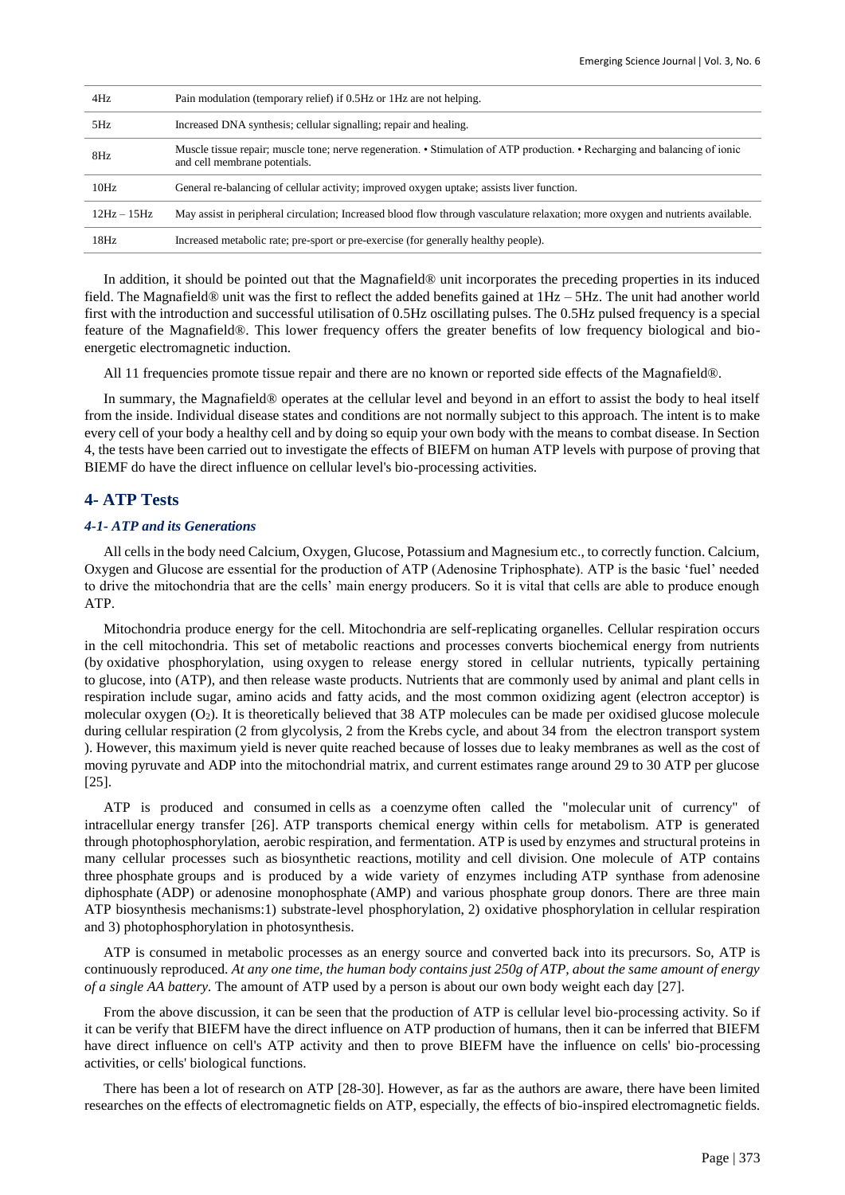| | |
|---|---|
| 4Hz | Pain modulation (temporary relief) if 0.5Hz or 1Hz are not helping. |
| 5Hz | Increased DNA synthesis; cellular signalling; repair and healing. |
| 8Hz | Muscle tissue repair; muscle tone; nerve regeneration. • Stimulation of ATP production. • Recharging and balancing of ionic and cell membrane potentials. |
| 10Hz | General re-balancing of cellular activity; improved oxygen uptake; assists liver function. |
| 12Hz – 15Hz | May assist in peripheral circulation; Increased blood flow through vasculature relaxation; more oxygen and nutrients available. |
| 18Hz | Increased metabolic rate; pre-sport or pre-exercise (for generally healthy people). |

In addition, it should be pointed out that the Magnafield® unit incorporates the preceding properties in its induced field. The Magnafield® unit was the first to reflect the added benefits gained at 1Hz – 5Hz. The unit had another world first with the introduction and successful utilisation of 0.5Hz oscillating pulses. The 0.5Hz pulsed frequency is a special feature of the Magnafield®. This lower frequency offers the greater benefits of low frequency biological and bio-energetic electromagnetic induction.

All 11 frequencies promote tissue repair and there are no known or reported side effects of the Magnafield®.

In summary, the Magnafield® operates at the cellular level and beyond in an effort to assist the body to heal itself from the inside. Individual disease states and conditions are not normally subject to this approach. The intent is to make every cell of your body a healthy cell and by doing so equip your own body with the means to combat disease. In Section 4, the tests have been carried out to investigate the effects of BIEFM on human ATP levels with purpose of proving that BIEMF do have the direct influence on cellular level's bio-processing activities.

## 4- ATP Tests

### *4-1- ATP and its Generations*

All cells in the body need Calcium, Oxygen, Glucose, Potassium and Magnesium etc., to correctly function. Calcium, Oxygen and Glucose are essential for the production of ATP (Adenosine Triphosphate). ATP is the basic 'fuel' needed to drive the mitochondria that are the cells' main energy producers. So it is vital that cells are able to produce enough ATP.

Mitochondria produce energy for the cell. Mitochondria are self-replicating organelles. Cellular respiration occurs in the cell mitochondria. This set of metabolic reactions and processes converts biochemical energy from nutrients (by oxidative phosphorylation, using oxygen to release energy stored in cellular nutrients, typically pertaining to glucose, into (ATP), and then release waste products. Nutrients that are commonly used by animal and plant cells in respiration include sugar, amino acids and fatty acids, and the most common oxidizing agent (electron acceptor) is molecular oxygen ($O_2$). It is theoretically believed that 38 ATP molecules can be made per oxidised glucose molecule during cellular respiration (2 from glycolysis, 2 from the Krebs cycle, and about 34 from the electron transport system ). However, this maximum yield is never quite reached because of losses due to leaky membranes as well as the cost of moving pyruvate and ADP into the mitochondrial matrix, and current estimates range around 29 to 30 ATP per glucose [25].

ATP is produced and consumed in cells as a coenzyme often called the "molecular unit of currency" of intracellular energy transfer [26]. ATP transports chemical energy within cells for metabolism. ATP is generated through photophosphorylation, aerobic respiration, and fermentation. ATP is used by enzymes and structural proteins in many cellular processes such as biosynthetic reactions, motility and cell division. One molecule of ATP contains three phosphate groups and is produced by a wide variety of enzymes including ATP synthase from adenosine diphosphate (ADP) or adenosine monophosphate (AMP) and various phosphate group donors. There are three main ATP biosynthesis mechanisms:1) substrate-level phosphorylation, 2) oxidative phosphorylation in cellular respiration and 3) photophosphorylation in photosynthesis.

ATP is consumed in metabolic processes as an energy source and converted back into its precursors. So, ATP is continuously reproduced. *At any one time, the human body contains just 250g of ATP, about the same amount of energy of a single AA battery*. The amount of ATP used by a person is about our own body weight each day [27].

From the above discussion, it can be seen that the production of ATP is cellular level bio-processing activity. So if it can be verify that BIEFM have the direct influence on ATP production of humans, then it can be inferred that BIEFM have direct influence on cell's ATP activity and then to prove BIEFM have the influence on cells' bio-processing activities, or cells' biological functions.

There has been a lot of research on ATP [28-30]. However, as far as the authors are aware, there have been limited researches on the effects of electromagnetic fields on ATP, especially, the effects of bio-inspired electromagnetic fields.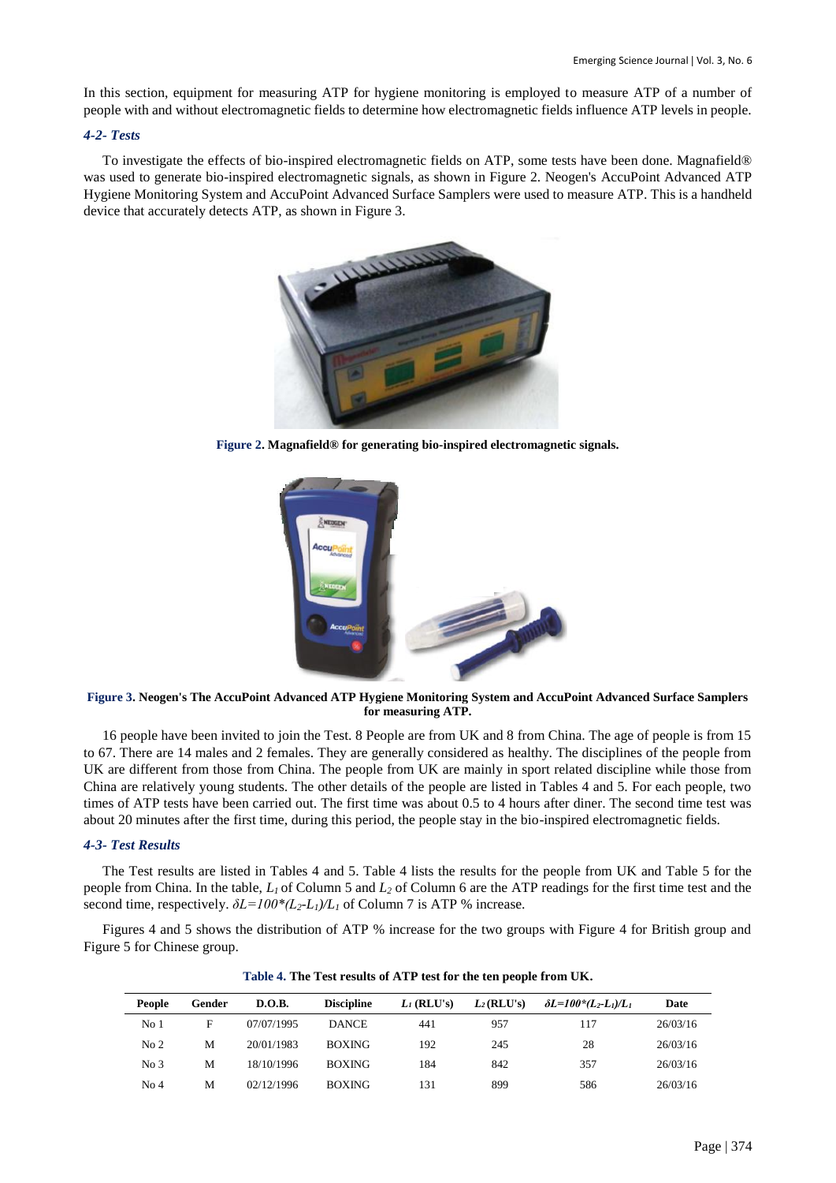In this section, equipment for measuring ATP for hygiene monitoring is employed to measure ATP of a number of people with and without electromagnetic fields to determine how electromagnetic fields influence ATP levels in people.

### *4-2- Tests*

To investigate the effects of bio-inspired electromagnetic fields on ATP, some tests have been done. Magnafield® was used to generate bio-inspired electromagnetic signals, as shown in Figure 2. Neogen's AccuPoint Advanced ATP Hygiene Monitoring System and AccuPoint Advanced Surface Samplers were used to measure ATP. This is a handheld device that accurately detects ATP, as shown in Figure 3.

**Figure 2. Magnafield® for generating bio-inspired electromagnetic signals.**

**Figure 3. Neogen's The AccuPoint Advanced ATP Hygiene Monitoring System and AccuPoint Advanced Surface Samplers for measuring ATP.**

16 people have been invited to join the Test. 8 People are from UK and 8 from China. The age of people is from 15 to 67. There are 14 males and 2 females. They are generally considered as healthy. The disciplines of the people from UK are different from those from China. The people from UK are mainly in sport related discipline while those from China are relatively young students. The other details of the people are listed in Tables 4 and 5. For each people, two times of ATP tests have been carried out. The first time was about 0.5 to 4 hours after diner. The second time test was about 20 minutes after the first time, during this period, the people stay in the bio-inspired electromagnetic fields.

### *4-3- Test Results*

The Test results are listed in Tables 4 and 5. Table 4 lists the results for the people from UK and Table 5 for the people from China. In the table, $L_1$ of Column 5 and $L_2$ of Column 6 are the ATP readings for the first time test and the second time, respectively. $\delta L=100*(L_2-L_1)/L_1$ of Column 7 is ATP % increase.

Figures 4 and 5 shows the distribution of ATP % increase for the two groups with Figure 4 for British group and Figure 5 for Chinese group.

**Table 4. The Test results of ATP test for the ten people from UK.**

| People | Gender | D.O.B. | Discipline | $L_1$ (RLU's) | $L_2$ (RLU's) | $\delta L=100*(L_2-L_1)/L_1$ | Date |
|---|---|---|---|---|---|---|---|
| No 1 | F | 07/07/1995 | DANCE | 441 | 957 | 117 | 26/03/16 |
| No 2 | M | 20/01/1983 | BOXING | 192 | 245 | 28 | 26/03/16 |
| No 3 | M | 18/10/1996 | BOXING | 184 | 842 | 357 | 26/03/16 |
| No 4 | M | 02/12/1996 | BOXING | 131 | 899 | 586 | 26/03/16 |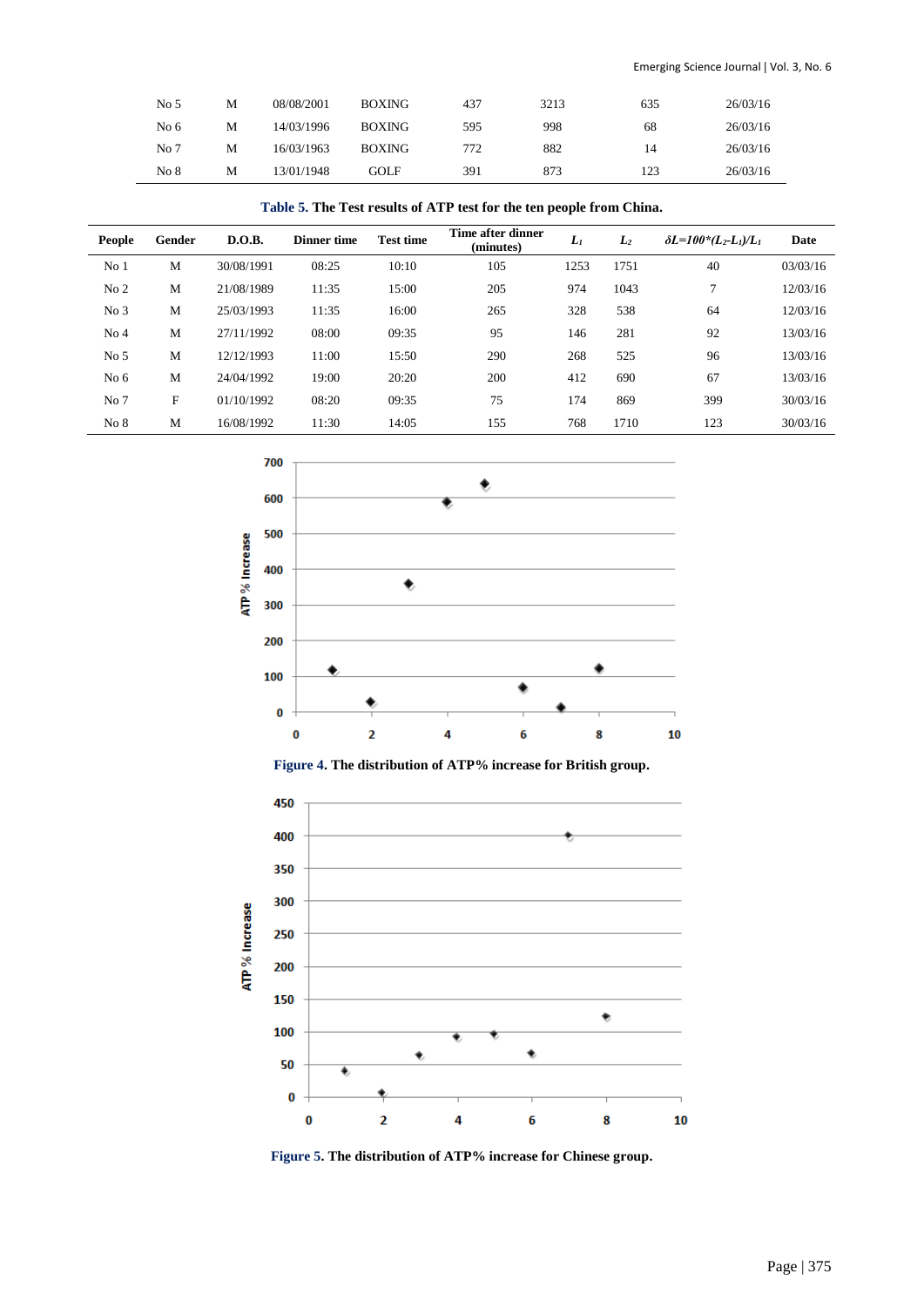| No 5 | M | 08/08/2001 | BOXING | 437 | 3213 | 635 | 26/03/16 |
|---|---|---|---|---|---|---|---|
| No 6 | M | 14/03/1996 | BOXING | 595 | 998 | 68 | 26/03/16 |
| No 7 | M | 16/03/1963 | BOXING | 772 | 882 | 14 | 26/03/16 |
| No 8 | M | 13/01/1948 | GOLF | 391 | 873 | 123 | 26/03/16 |

**Table 5. The Test results of ATP test for the ten people from China.**

| People | Gender | D.O.B. | Dinner time | Test time | Time after dinner (minutes) | $L_1$ | $L_2$ | $\delta L=100*(L_2-L_1)/L_1$ | Date |
|---|---|---|---|---|---|---|---|---|---|
| No 1 | M | 30/08/1991 | 08:25 | 10:10 | 105 | 1253 | 1751 | 40 | 03/03/16 |
| No 2 | M | 21/08/1989 | 11:35 | 15:00 | 205 | 974 | 1043 | 7 | 12/03/16 |
| No 3 | M | 25/03/1993 | 11:35 | 16:00 | 265 | 328 | 538 | 64 | 12/03/16 |
| No 4 | M | 27/11/1992 | 08:00 | 09:35 | 95 | 146 | 281 | 92 | 13/03/16 |
| No 5 | M | 12/12/1993 | 11:00 | 15:50 | 290 | 268 | 525 | 96 | 13/03/16 |
| No 6 | M | 24/04/1992 | 19:00 | 20:20 | 200 | 412 | 690 | 67 | 13/03/16 |
| No 7 | F | 01/10/1992 | 08:20 | 09:35 | 75 | 174 | 869 | 399 | 30/03/16 |
| No 8 | M | 16/08/1992 | 11:30 | 14:05 | 155 | 768 | 1710 | 123 | 30/03/16 |

**Figure 4. The distribution of ATP% increase for British group.**

**Figure 5. The distribution of ATP% increase for Chinese group.**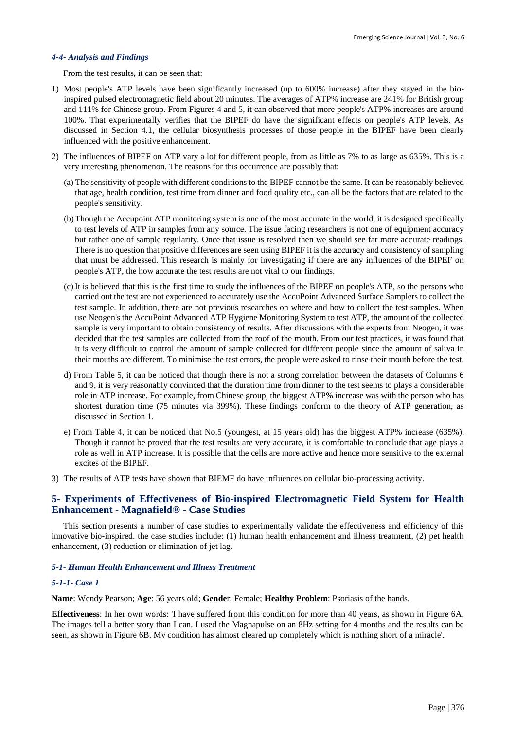#### *4-4- Analysis and Findings*

From the test results, it can be seen that:

1) Most people's ATP levels have been significantly increased (up to 600% increase) after they stayed in the bio-inspired pulsed electromagnetic field about 20 minutes. The averages of ATP% increase are 241% for British group and 111% for Chinese group. From Figures 4 and 5, it can observed that more people's ATP% increases are around 100%. That experimentally verifies that the BIPEF do have the significant effects on people's ATP levels. As discussed in Section 4.1, the cellular biosynthesis processes of those people in the BIPEF have been clearly influenced with the positive enhancement.

2) The influences of BIPEF on ATP vary a lot for different people, from as little as 7% to as large as 635%. This is a very interesting phenomenon. The reasons for this occurrence are possibly that:

   (a) The sensitivity of people with different conditions to the BIPEF cannot be the same. It can be reasonably believed that age, health condition, test time from dinner and food quality etc., can all be the factors that are related to the people's sensitivity.

   (b) Though the Accupoint ATP monitoring system is one of the most accurate in the world, it is designed specifically to test levels of ATP in samples from any source. The issue facing researchers is not one of equipment accuracy but rather one of sample regularity. Once that issue is resolved then we should see far more accurate readings. There is no question that positive differences are seen using BIPEF it is the accuracy and consistency of sampling that must be addressed. This research is mainly for investigating if there are any influences of the BIPEF on people's ATP, the how accurate the test results are not vital to our findings.

   (c) It is believed that this is the first time to study the influences of the BIPEF on people's ATP, so the persons who carried out the test are not experienced to accurately use the AccuPoint Advanced Surface Samplers to collect the test sample. In addition, there are not previous researches on where and how to collect the test samples. When use Neogen's the AccuPoint Advanced ATP Hygiene Monitoring System to test ATP, the amount of the collected sample is very important to obtain consistency of results. After discussions with the experts from Neogen, it was decided that the test samples are collected from the roof of the mouth. From our test practices, it was found that it is very difficult to control the amount of sample collected for different people since the amount of saliva in their mouths are different. To minimise the test errors, the people were asked to rinse their mouth before the test.

   d) From Table 5, it can be noticed that though there is not a strong correlation between the datasets of Columns 6 and 9, it is very reasonably convinced that the duration time from dinner to the test seems to plays a considerable role in ATP increase. For example, from Chinese group, the biggest ATP% increase was with the person who has shortest duration time (75 minutes via 399%). These findings conform to the theory of ATP generation, as discussed in Section 1.

   e) From Table 4, it can be noticed that No.5 (youngest, at 15 years old) has the biggest ATP% increase (635%). Though it cannot be proved that the test results are very accurate, it is comfortable to conclude that age plays a role as well in ATP increase. It is possible that the cells are more active and hence more sensitive to the external excites of the BIPEF.

3) The results of ATP tests have shown that BIEMF do have influences on cellular bio-processing activity.

## 5- Experiments of Effectiveness of Bio-inspired Electromagnetic Field System for Health Enhancement - Magnafield® - Case Studies

This section presents a number of case studies to experimentally validate the effectiveness and efficiency of this innovative bio-inspired. the case studies include: (1) human health enhancement and illness treatment, (2) pet health enhancement, (3) reduction or elimination of jet lag.

#### *5-1- Human Health Enhancement and Illness Treatment*

#### *5-1-1- Case 1*

**Name**: Wendy Pearson; **Age**: 56 years old; **Gende**r: Female; **Healthy Problem**: Psoriasis of the hands.

**Effectiveness**: In her own words: 'I have suffered from this condition for more than 40 years, as shown in Figure 6A. The images tell a better story than I can. I used the Magnapulse on an 8Hz setting for 4 months and the results can be seen, as shown in Figure 6B. My condition has almost cleared up completely which is nothing short of a miracle'.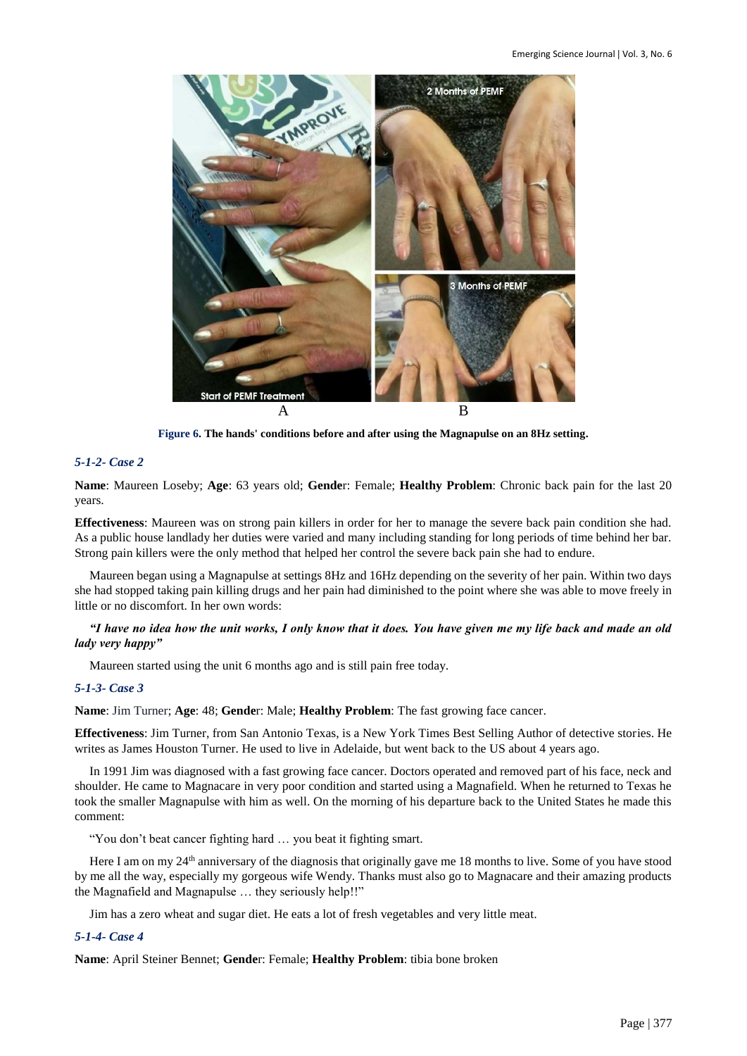**Figure 6. The hands' conditions before and after using the Magnapulse on an 8Hz setting.**

### *5-1-2- Case 2*

**Name**: Maureen Loseby; **Age**: 63 years old; **Gende**r: Female; **Healthy Problem**: Chronic back pain for the last 20 years.

**Effectiveness**: Maureen was on strong pain killers in order for her to manage the severe back pain condition she had. As a public house landlady her duties were varied and many including standing for long periods of time behind her bar. Strong pain killers were the only method that helped her control the severe back pain she had to endure.

Maureen began using a Magnapulse at settings 8Hz and 16Hz depending on the severity of her pain. Within two days she had stopped taking pain killing drugs and her pain had diminished to the point where she was able to move freely in little or no discomfort. In her own words:

***"I have no idea how the unit works, I only know that it does. You have given me my life back and made an old lady very happy"***

Maureen started using the unit 6 months ago and is still pain free today.

### *5-1-3- Case 3*

**Name**: Jim Turner; **Age**: 48; **Gende**r: Male; **Healthy Problem**: The fast growing face cancer.

**Effectiveness**: Jim Turner, from San Antonio Texas, is a New York Times Best Selling Author of detective stories. He writes as James Houston Turner. He used to live in Adelaide, but went back to the US about 4 years ago.

In 1991 Jim was diagnosed with a fast growing face cancer. Doctors operated and removed part of his face, neck and shoulder. He came to Magnacare in very poor condition and started using a Magnafield. When he returned to Texas he took the smaller Magnapulse with him as well. On the morning of his departure back to the United States he made this comment:

"You don't beat cancer fighting hard … you beat it fighting smart.

Here I am on my 24th anniversary of the diagnosis that originally gave me 18 months to live. Some of you have stood by me all the way, especially my gorgeous wife Wendy. Thanks must also go to Magnacare and their amazing products the Magnafield and Magnapulse … they seriously help!!"

Jim has a zero wheat and sugar diet. He eats a lot of fresh vegetables and very little meat.

### *5-1-4- Case 4*

**Name**: April Steiner Bennet; **Gende**r: Female; **Healthy Problem**: tibia bone broken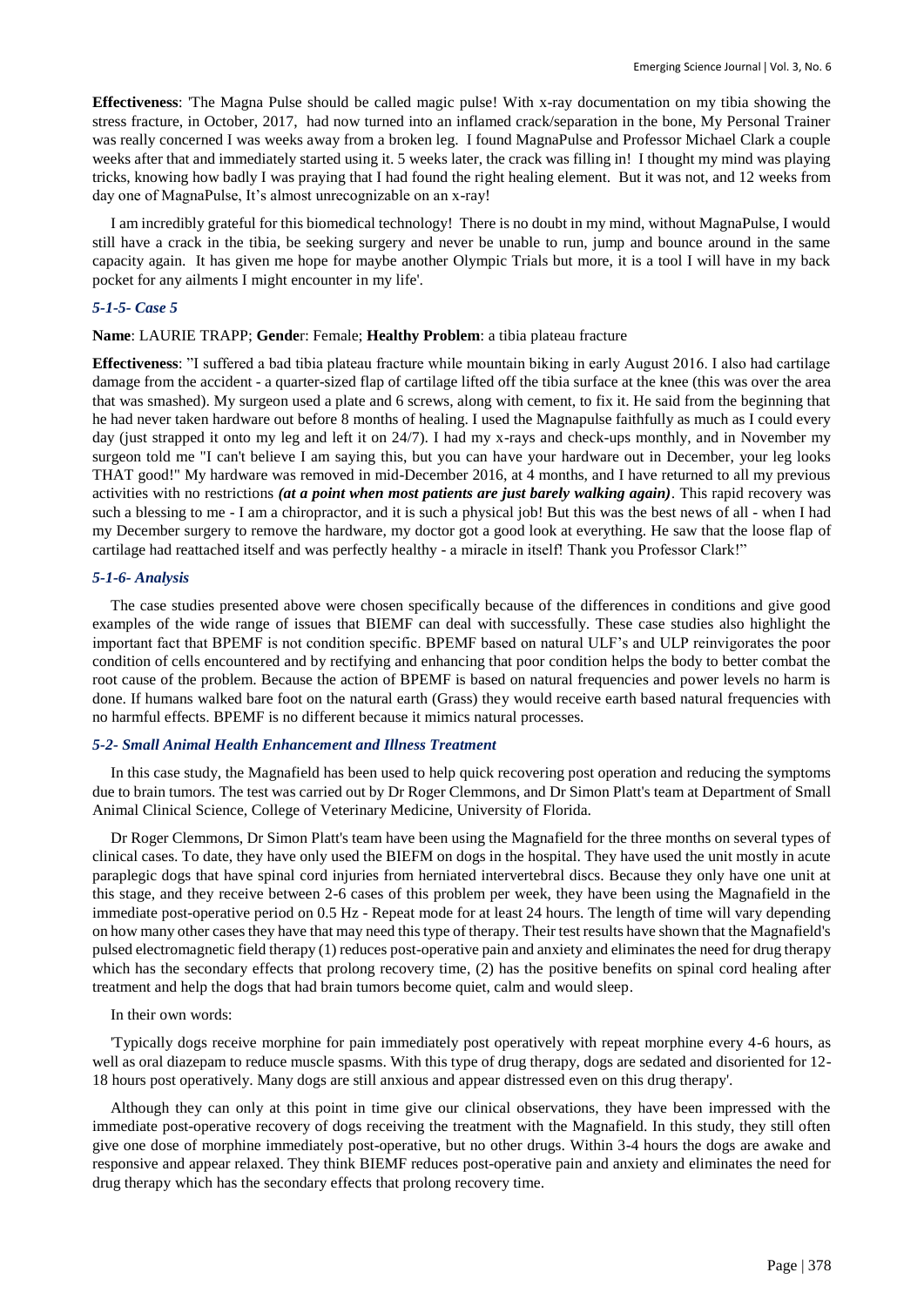**Effectiveness**: 'The Magna Pulse should be called magic pulse! With x-ray documentation on my tibia showing the stress fracture, in October, 2017, had now turned into an inflamed crack/separation in the bone, My Personal Trainer was really concerned I was weeks away from a broken leg. I found MagnaPulse and Professor Michael Clark a couple weeks after that and immediately started using it. 5 weeks later, the crack was filling in! I thought my mind was playing tricks, knowing how badly I was praying that I had found the right healing element. But it was not, and 12 weeks from day one of MagnaPulse, It's almost unrecognizable on an x-ray!

I am incredibly grateful for this biomedical technology! There is no doubt in my mind, without MagnaPulse, I would still have a crack in the tibia, be seeking surgery and never be unable to run, jump and bounce around in the same capacity again. It has given me hope for maybe another Olympic Trials but more, it is a tool I will have in my back pocket for any ailments I might encounter in my life'.

### *5-1-5- Case 5*

**Name**: LAURIE TRAPP; **Gende**r: Female; **Healthy Problem**: a tibia plateau fracture

**Effectiveness**: "I suffered a bad tibia plateau fracture while mountain biking in early August 2016. I also had cartilage damage from the accident - a quarter-sized flap of cartilage lifted off the tibia surface at the knee (this was over the area that was smashed). My surgeon used a plate and 6 screws, along with cement, to fix it. He said from the beginning that he had never taken hardware out before 8 months of healing. I used the Magnapulse faithfully as much as I could every day (just strapped it onto my leg and left it on 24/7). I had my x-rays and check-ups monthly, and in November my surgeon told me "I can't believe I am saying this, but you can have your hardware out in December, your leg looks THAT good!" My hardware was removed in mid-December 2016, at 4 months, and I have returned to all my previous activities with no restrictions ***(at a point when most patients are just barely walking again)***. This rapid recovery was such a blessing to me - I am a chiropractor, and it is such a physical job! But this was the best news of all - when I had my December surgery to remove the hardware, my doctor got a good look at everything. He saw that the loose flap of cartilage had reattached itself and was perfectly healthy - a miracle in itself! Thank you Professor Clark!"

### *5-1-6- Analysis*

The case studies presented above were chosen specifically because of the differences in conditions and give good examples of the wide range of issues that BIEMF can deal with successfully. These case studies also highlight the important fact that BPEMF is not condition specific. BPEMF based on natural ULF's and ULP reinvigorates the poor condition of cells encountered and by rectifying and enhancing that poor condition helps the body to better combat the root cause of the problem. Because the action of BPEMF is based on natural frequencies and power levels no harm is done. If humans walked bare foot on the natural earth (Grass) they would receive earth based natural frequencies with no harmful effects. BPEMF is no different because it mimics natural processes.

### *5-2- Small Animal Health Enhancement and Illness Treatment*

In this case study, the Magnafield has been used to help quick recovering post operation and reducing the symptoms due to brain tumors. The test was carried out by Dr Roger Clemmons, and Dr Simon Platt's team at Department of Small Animal Clinical Science, College of Veterinary Medicine, University of Florida.

Dr Roger Clemmons, Dr Simon Platt's team have been using the Magnafield for the three months on several types of clinical cases. To date, they have only used the BIEFM on dogs in the hospital. They have used the unit mostly in acute paraplegic dogs that have spinal cord injuries from herniated intervertebral discs. Because they only have one unit at this stage, and they receive between 2-6 cases of this problem per week, they have been using the Magnafield in the immediate post-operative period on 0.5 Hz - Repeat mode for at least 24 hours. The length of time will vary depending on how many other cases they have that may need this type of therapy. Their test results have shown that the Magnafield's pulsed electromagnetic field therapy (1) reduces post-operative pain and anxiety and eliminates the need for drug therapy which has the secondary effects that prolong recovery time, (2) has the positive benefits on spinal cord healing after treatment and help the dogs that had brain tumors become quiet, calm and would sleep.

In their own words:

'Typically dogs receive morphine for pain immediately post operatively with repeat morphine every 4-6 hours, as well as oral diazepam to reduce muscle spasms. With this type of drug therapy, dogs are sedated and disoriented for 12-18 hours post operatively. Many dogs are still anxious and appear distressed even on this drug therapy'.

Although they can only at this point in time give our clinical observations, they have been impressed with the immediate post-operative recovery of dogs receiving the treatment with the Magnafield. In this study, they still often give one dose of morphine immediately post-operative, but no other drugs. Within 3-4 hours the dogs are awake and responsive and appear relaxed. They think BIEMF reduces post-operative pain and anxiety and eliminates the need for drug therapy which has the secondary effects that prolong recovery time.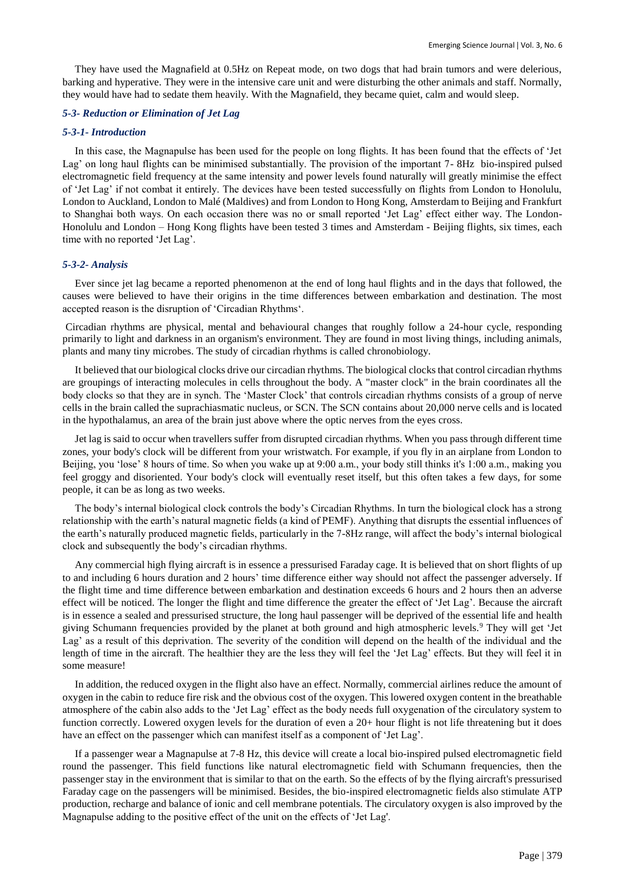They have used the Magnafield at 0.5Hz on Repeat mode, on two dogs that had brain tumors and were delerious, barking and hyperative. They were in the intensive care unit and were disturbing the other animals and staff. Normally, they would have had to sedate them heavily. With the Magnafield, they became quiet, calm and would sleep.

### *5-3- Reduction or Elimination of Jet Lag*

#### *5-3-1- Introduction*

In this case, the Magnapulse has been used for the people on long flights. It has been found that the effects of 'Jet Lag' on long haul flights can be minimised substantially. The provision of the important 7- 8Hz bio-inspired pulsed electromagnetic field frequency at the same intensity and power levels found naturally will greatly minimise the effect of 'Jet Lag' if not combat it entirely. The devices have been tested successfully on flights from London to Honolulu, London to Auckland, London to Malé (Maldives) and from London to Hong Kong, Amsterdam to Beijing and Frankfurt to Shanghai both ways. On each occasion there was no or small reported 'Jet Lag' effect either way. The London-Honolulu and London – Hong Kong flights have been tested 3 times and Amsterdam - Beijing flights, six times, each time with no reported 'Jet Lag'.

#### *5-3-2- Analysis*

Ever since jet lag became a reported phenomenon at the end of long haul flights and in the days that followed, the causes were believed to have their origins in the time differences between embarkation and destination. The most accepted reason is the disruption of 'Circadian Rhythms'.

Circadian rhythms are physical, mental and behavioural changes that roughly follow a 24-hour cycle, responding primarily to light and darkness in an organism's environment. They are found in most living things, including animals, plants and many tiny microbes. The study of circadian rhythms is called chronobiology.

It believed that our biological clocks drive our circadian rhythms. The biological clocks that control circadian rhythms are groupings of interacting molecules in cells throughout the body. A "master clock" in the brain coordinates all the body clocks so that they are in synch. The 'Master Clock' that controls circadian rhythms consists of a group of nerve cells in the brain called the suprachiasmatic nucleus, or SCN. The SCN contains about 20,000 nerve cells and is located in the hypothalamus, an area of the brain just above where the optic nerves from the eyes cross.

Jet lag is said to occur when travellers suffer from disrupted circadian rhythms. When you pass through different time zones, your body's clock will be different from your wristwatch. For example, if you fly in an airplane from London to Beijing, you 'lose' 8 hours of time. So when you wake up at 9:00 a.m., your body still thinks it's 1:00 a.m., making you feel groggy and disoriented. Your body's clock will eventually reset itself, but this often takes a few days, for some people, it can be as long as two weeks.

The body's internal biological clock controls the body's Circadian Rhythms. In turn the biological clock has a strong relationship with the earth's natural magnetic fields (a kind of PEMF). Anything that disrupts the essential influences of the earth's naturally produced magnetic fields, particularly in the 7-8Hz range, will affect the body's internal biological clock and subsequently the body's circadian rhythms.

Any commercial high flying aircraft is in essence a pressurised Faraday cage. It is believed that on short flights of up to and including 6 hours duration and 2 hours' time difference either way should not affect the passenger adversely. If the flight time and time difference between embarkation and destination exceeds 6 hours and 2 hours then an adverse effect will be noticed. The longer the flight and time difference the greater the effect of 'Jet Lag'. Because the aircraft is in essence a sealed and pressurised structure, the long haul passenger will be deprived of the essential life and health giving Schumann frequencies provided by the planet at both ground and high atmospheric levels.[9] They will get 'Jet Lag' as a result of this deprivation. The severity of the condition will depend on the health of the individual and the length of time in the aircraft. The healthier they are the less they will feel the 'Jet Lag' effects. But they will feel it in some measure!

In addition, the reduced oxygen in the flight also have an effect. Normally, commercial airlines reduce the amount of oxygen in the cabin to reduce fire risk and the obvious cost of the oxygen. This lowered oxygen content in the breathable atmosphere of the cabin also adds to the 'Jet Lag' effect as the body needs full oxygenation of the circulatory system to function correctly. Lowered oxygen levels for the duration of even a 20+ hour flight is not life threatening but it does have an effect on the passenger which can manifest itself as a component of 'Jet Lag'.

If a passenger wear a Magnapulse at 7-8 Hz, this device will create a local bio-inspired pulsed electromagnetic field round the passenger. This field functions like natural electromagnetic field with Schumann frequencies, then the passenger stay in the environment that is similar to that on the earth. So the effects of by the flying aircraft's pressurised Faraday cage on the passengers will be minimised. Besides, the bio-inspired electromagnetic fields also stimulate ATP production, recharge and balance of ionic and cell membrane potentials. The circulatory oxygen is also improved by the Magnapulse adding to the positive effect of the unit on the effects of 'Jet Lag'.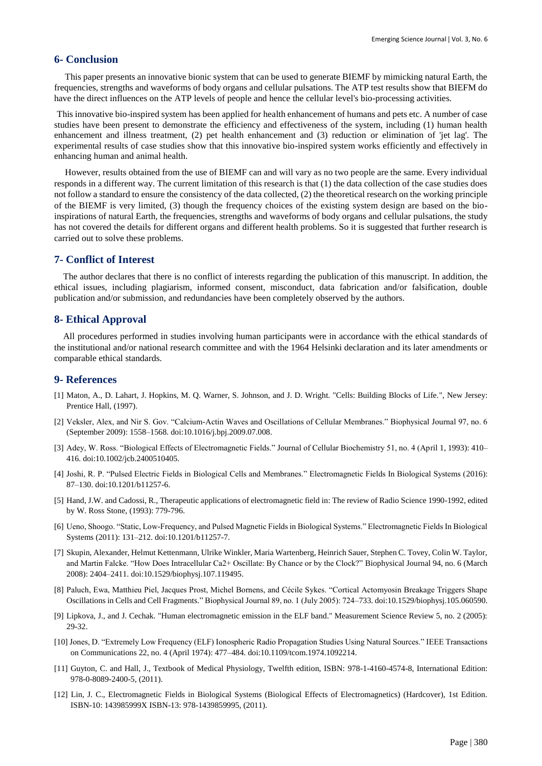## 6- Conclusion

This paper presents an innovative bionic system that can be used to generate BIEMF by mimicking natural Earth, the frequencies, strengths and waveforms of body organs and cellular pulsations. The ATP test results show that BIEFM do have the direct influences on the ATP levels of people and hence the cellular level's bio-processing activities.

This innovative bio-inspired system has been applied for health enhancement of humans and pets etc. A number of case studies have been present to demonstrate the efficiency and effectiveness of the system, including (1) human health enhancement and illness treatment, (2) pet health enhancement and (3) reduction or elimination of 'jet lag'. The experimental results of case studies show that this innovative bio-inspired system works efficiently and effectively in enhancing human and animal health.

However, results obtained from the use of BIEMF can and will vary as no two people are the same. Every individual responds in a different way. The current limitation of this research is that (1) the data collection of the case studies does not follow a standard to ensure the consistency of the data collected, (2) the theoretical research on the working principle of the BIEMF is very limited, (3) though the frequency choices of the existing system design are based on the bio-inspirations of natural Earth, the frequencies, strengths and waveforms of body organs and cellular pulsations, the study has not covered the details for different organs and different health problems. So it is suggested that further research is carried out to solve these problems.

## 7- Conflict of Interest

The author declares that there is no conflict of interests regarding the publication of this manuscript. In addition, the ethical issues, including plagiarism, informed consent, misconduct, data fabrication and/or falsification, double publication and/or submission, and redundancies have been completely observed by the authors.

## 8- Ethical Approval

All procedures performed in studies involving human participants were in accordance with the ethical standards of the institutional and/or national research committee and with the 1964 Helsinki declaration and its later amendments or comparable ethical standards.

## 9- References

[1] Maton, A., D. Lahart, J. Hopkins, M. Q. Warner, S. Johnson, and J. D. Wright. "Cells: Building Blocks of Life.", New Jersey: Prentice Hall, (1997).

[2] Veksler, Alex, and Nir S. Gov. "Calcium-Actin Waves and Oscillations of Cellular Membranes." Biophysical Journal 97, no. 6 (September 2009): 1558–1568. doi:10.1016/j.bpj.2009.07.008.

[3] Adey, W. Ross. "Biological Effects of Electromagnetic Fields." Journal of Cellular Biochemistry 51, no. 4 (April 1, 1993): 410–416. doi:10.1002/jcb.2400510405.

[4] Joshi, R. P. "Pulsed Electric Fields in Biological Cells and Membranes." Electromagnetic Fields In Biological Systems (2016): 87–130. doi:10.1201/b11257-6.

[5] Hand, J.W. and Cadossi, R., Therapeutic applications of electromagnetic field in: The review of Radio Science 1990-1992, edited by W. Ross Stone, (1993): 779-796.

[6] Ueno, Shoogo. "Static, Low-Frequency, and Pulsed Magnetic Fields in Biological Systems." Electromagnetic Fields In Biological Systems (2011): 131–212. doi:10.1201/b11257-7.

[7] Skupin, Alexander, Helmut Kettenmann, Ulrike Winkler, Maria Wartenberg, Heinrich Sauer, Stephen C. Tovey, Colin W. Taylor, and Martin Falcke. "How Does Intracellular Ca2+ Oscillate: By Chance or by the Clock?" Biophysical Journal 94, no. 6 (March 2008): 2404–2411. doi:10.1529/biophysj.107.119495.

[8] Paluch, Ewa, Matthieu Piel, Jacques Prost, Michel Bornens, and Cécile Sykes. "Cortical Actomyosin Breakage Triggers Shape Oscillations in Cells and Cell Fragments." Biophysical Journal 89, no. 1 (July 2005): 724–733. doi:10.1529/biophysj.105.060590.

[9] Lipkova, J., and J. Cechak. "Human electromagnetic emission in the ELF band." Measurement Science Review 5, no. 2 (2005): 29-32.

[10] Jones, D. "Extremely Low Frequency (ELF) Ionospheric Radio Propagation Studies Using Natural Sources." IEEE Transactions on Communications 22, no. 4 (April 1974): 477–484. doi:10.1109/tcom.1974.1092214.

[11] Guyton, C. and Hall, J., Textbook of Medical Physiology, Twelfth edition, ISBN: 978-1-4160-4574-8, International Edition: 978-0-8089-2400-5, (2011).

[12] Lin, J. C., Electromagnetic Fields in Biological Systems (Biological Effects of Electromagnetics) (Hardcover), 1st Edition. ISBN-10: 143985999X ISBN-13: 978-1439859995, (2011).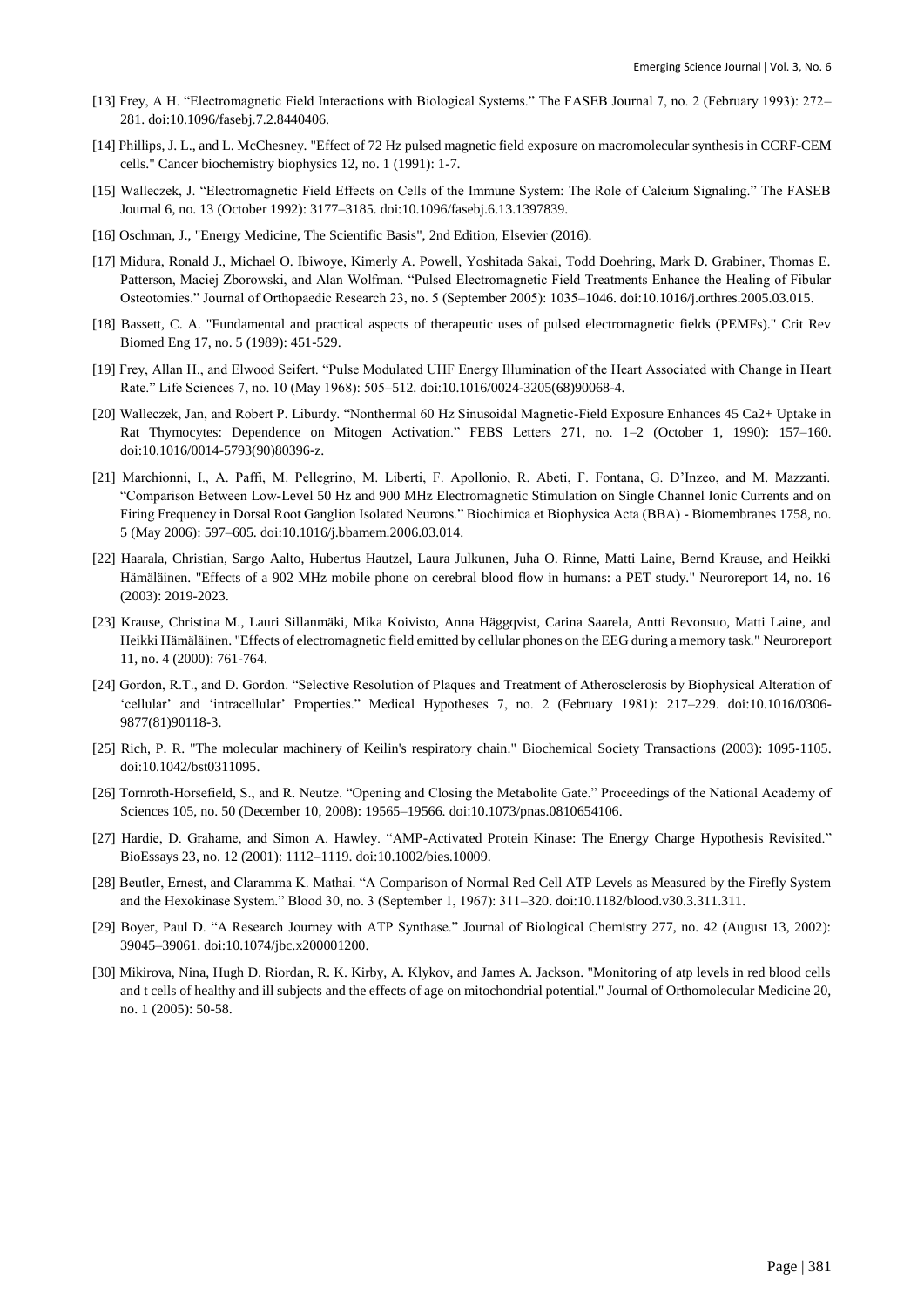[13] Frey, A H. “Electromagnetic Field Interactions with Biological Systems.” The FASEB Journal 7, no. 2 (February 1993): 272–281. doi:10.1096/fasebj.7.2.8440406.

[14] Phillips, J. L., and L. McChesney. "Effect of 72 Hz pulsed magnetic field exposure on macromolecular synthesis in CCRF-CEM cells." Cancer biochemistry biophysics 12, no. 1 (1991): 1-7.

[15] Walleczek, J. “Electromagnetic Field Effects on Cells of the Immune System: The Role of Calcium Signaling.” The FASEB Journal 6, no. 13 (October 1992): 3177–3185. doi:10.1096/fasebj.6.13.1397839.

[16] Oschman, J., "Energy Medicine, The Scientific Basis", 2nd Edition, Elsevier (2016).

[17] Midura, Ronald J., Michael O. Ibiwoye, Kimerly A. Powell, Yoshitada Sakai, Todd Doehring, Mark D. Grabiner, Thomas E. Patterson, Maciej Zborowski, and Alan Wolfman. “Pulsed Electromagnetic Field Treatments Enhance the Healing of Fibular Osteotomies.” Journal of Orthopaedic Research 23, no. 5 (September 2005): 1035–1046. doi:10.1016/j.orthres.2005.03.015.

[18] Bassett, C. A. "Fundamental and practical aspects of therapeutic uses of pulsed electromagnetic fields (PEMFs)." Crit Rev Biomed Eng 17, no. 5 (1989): 451-529.

[19] Frey, Allan H., and Elwood Seifert. “Pulse Modulated UHF Energy Illumination of the Heart Associated with Change in Heart Rate.” Life Sciences 7, no. 10 (May 1968): 505–512. doi:10.1016/0024-3205(68)90068-4.

[20] Walleczek, Jan, and Robert P. Liburdy. “Nonthermal 60 Hz Sinusoidal Magnetic-Field Exposure Enhances 45 Ca2+ Uptake in Rat Thymocytes: Dependence on Mitogen Activation.” FEBS Letters 271, no. 1–2 (October 1, 1990): 157–160. doi:10.1016/0014-5793(90)80396-z.

[21] Marchionni, I., A. Paffi, M. Pellegrino, M. Liberti, F. Apollonio, R. Abeti, F. Fontana, G. D’Inzeo, and M. Mazzanti. “Comparison Between Low-Level 50 Hz and 900 MHz Electromagnetic Stimulation on Single Channel Ionic Currents and on Firing Frequency in Dorsal Root Ganglion Isolated Neurons.” Biochimica et Biophysica Acta (BBA) - Biomembranes 1758, no. 5 (May 2006): 597–605. doi:10.1016/j.bbamem.2006.03.014.

[22] Haarala, Christian, Sargo Aalto, Hubertus Hautzel, Laura Julkunen, Juha O. Rinne, Matti Laine, Bernd Krause, and Heikki Hämäläinen. "Effects of a 902 MHz mobile phone on cerebral blood flow in humans: a PET study." Neuroreport 14, no. 16 (2003): 2019-2023.

[23] Krause, Christina M., Lauri Sillanmäki, Mika Koivisto, Anna Häggqvist, Carina Saarela, Antti Revonsuo, Matti Laine, and Heikki Hämäläinen. "Effects of electromagnetic field emitted by cellular phones on the EEG during a memory task." Neuroreport 11, no. 4 (2000): 761-764.

[24] Gordon, R.T., and D. Gordon. “Selective Resolution of Plaques and Treatment of Atherosclerosis by Biophysical Alteration of ‘cellular’ and ‘intracellular’ Properties.” Medical Hypotheses 7, no. 2 (February 1981): 217–229. doi:10.1016/0306-9877(81)90118-3.

[25] Rich, P. R. "The molecular machinery of Keilin's respiratory chain." Biochemical Society Transactions (2003): 1095-1105. doi:10.1042/bst0311095.

[26] Tornroth-Horsefield, S., and R. Neutze. “Opening and Closing the Metabolite Gate.” Proceedings of the National Academy of Sciences 105, no. 50 (December 10, 2008): 19565–19566. doi:10.1073/pnas.0810654106.

[27] Hardie, D. Grahame, and Simon A. Hawley. “AMP-Activated Protein Kinase: The Energy Charge Hypothesis Revisited.” BioEssays 23, no. 12 (2001): 1112–1119. doi:10.1002/bies.10009.

[28] Beutler, Ernest, and Claramma K. Mathai. “A Comparison of Normal Red Cell ATP Levels as Measured by the Firefly System and the Hexokinase System.” Blood 30, no. 3 (September 1, 1967): 311–320. doi:10.1182/blood.v30.3.311.311.

[29] Boyer, Paul D. “A Research Journey with ATP Synthase.” Journal of Biological Chemistry 277, no. 42 (August 13, 2002): 39045–39061. doi:10.1074/jbc.x200001200.

[30] Mikirova, Nina, Hugh D. Riordan, R. K. Kirby, A. Klykov, and James A. Jackson. "Monitoring of atp levels in red blood cells and t cells of healthy and ill subjects and the effects of age on mitochondrial potential." Journal of Orthomolecular Medicine 20, no. 1 (2005): 50-58.